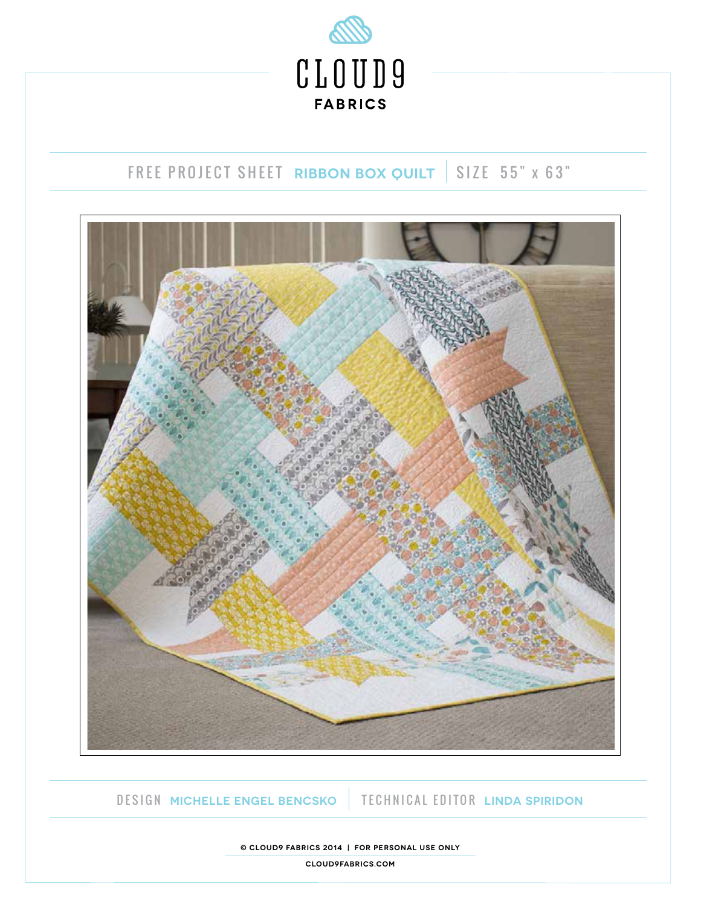# CLOUD9 FABRICS

FREE PROJECT SHEET **RIBBON BOX QUILT** | SIZE 55" x 63"

DESIGN **MICHELLE ENGEL BENCSKO** | TECHNICAL EDITOR **LINDA SPIRIDON**

© CLOUD9 FABRICS 2014 | FOR PERSONAL USE ONLY

CLOUD9FABRICS.COM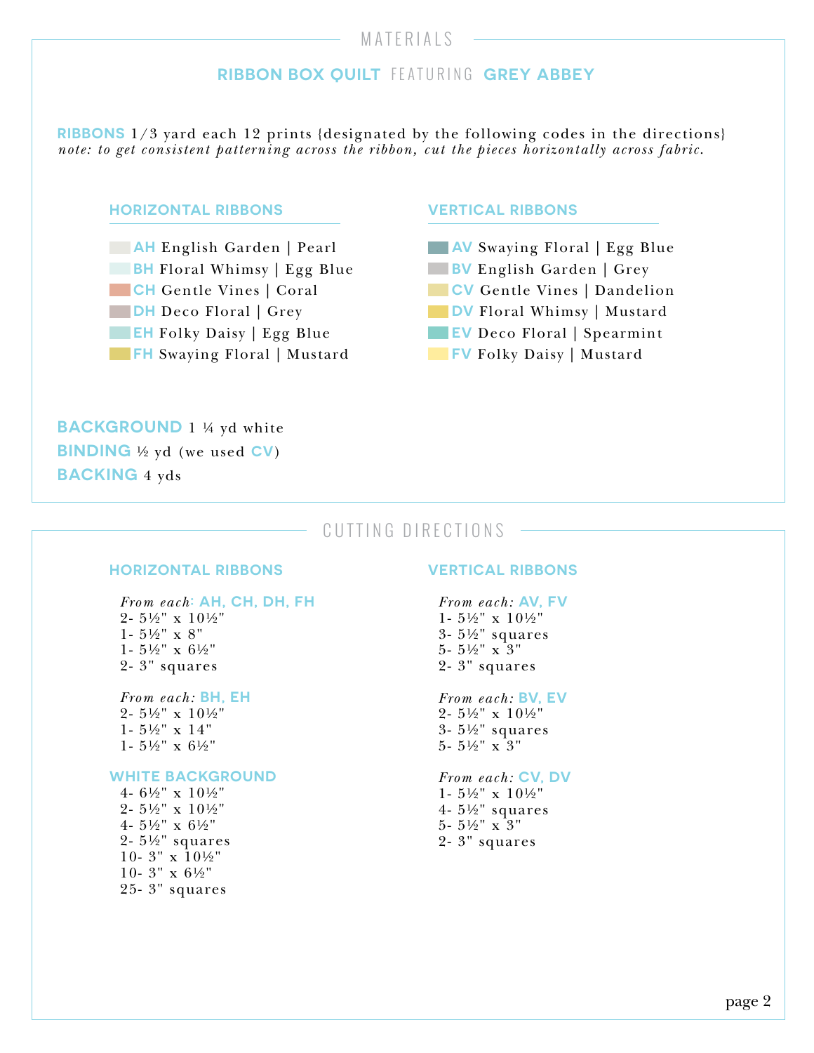# MATERIALS

## RIBBON BOX QUILT FEATURING GREY ABBEY

**RIBBONS** 1/3 yard each 12 prints {designated by the following codes in the directions}
*note: to get consistent patterning across the ribbon, cut the pieces horizontally across fabric.*

### HORIZONTAL RIBBONS

- **AH** English Garden | Pearl
- **BH** Floral Whimsy | Egg Blue
- **CH** Gentle Vines | Coral
- **DH** Deco Floral | Grey
- **EH** Folky Daisy | Egg Blue
- **FH** Swaying Floral | Mustard

### VERTICAL RIBBONS

- **AV** Swaying Floral | Egg Blue
- **BV** English Garden | Grey
- **CV** Gentle Vines | Dandelion
- **DV** Floral Whimsy | Mustard
- **EV** Deco Floral | Spearmint
- **FV** Folky Daisy | Mustard

**BACKGROUND** 1 ¼ yd white
**BINDING** ½ yd (we used **CV**)
**BACKING** 4 yds

# CUTTING DIRECTIONS

### HORIZONTAL RIBBONS

*From each*: **AH, CH, DH, FH**
2- 5½" x 10½"
1- 5½" x 8"
1- 5½" x 6½"
2- 3" squares

*From each:* **BH, EH**
2- 5½" x 10½"
1- 5½" x 14"
1- 5½" x 6½"

### WHITE BACKGROUND

4- 6½" x 10½"
2- 5½" x 10½"
4- 5½" x 6½"
2- 5½" squares
10- 3" x 10½"
10- 3" x 6½"
25- 3" squares

### VERTICAL RIBBONS

*From each:* **AV, FV**
1- 5½" x 10½"
3- 5½" squares
5- 5½" x 3"
2- 3" squares

*From each:* **BV, EV**
2- 5½" x 10½"
3- 5½" squares
5- 5½" x 3"

*From each:* **CV, DV**
1- 5½" x 10½"
4- 5½" squares
5- 5½" x 3"
2- 3" squares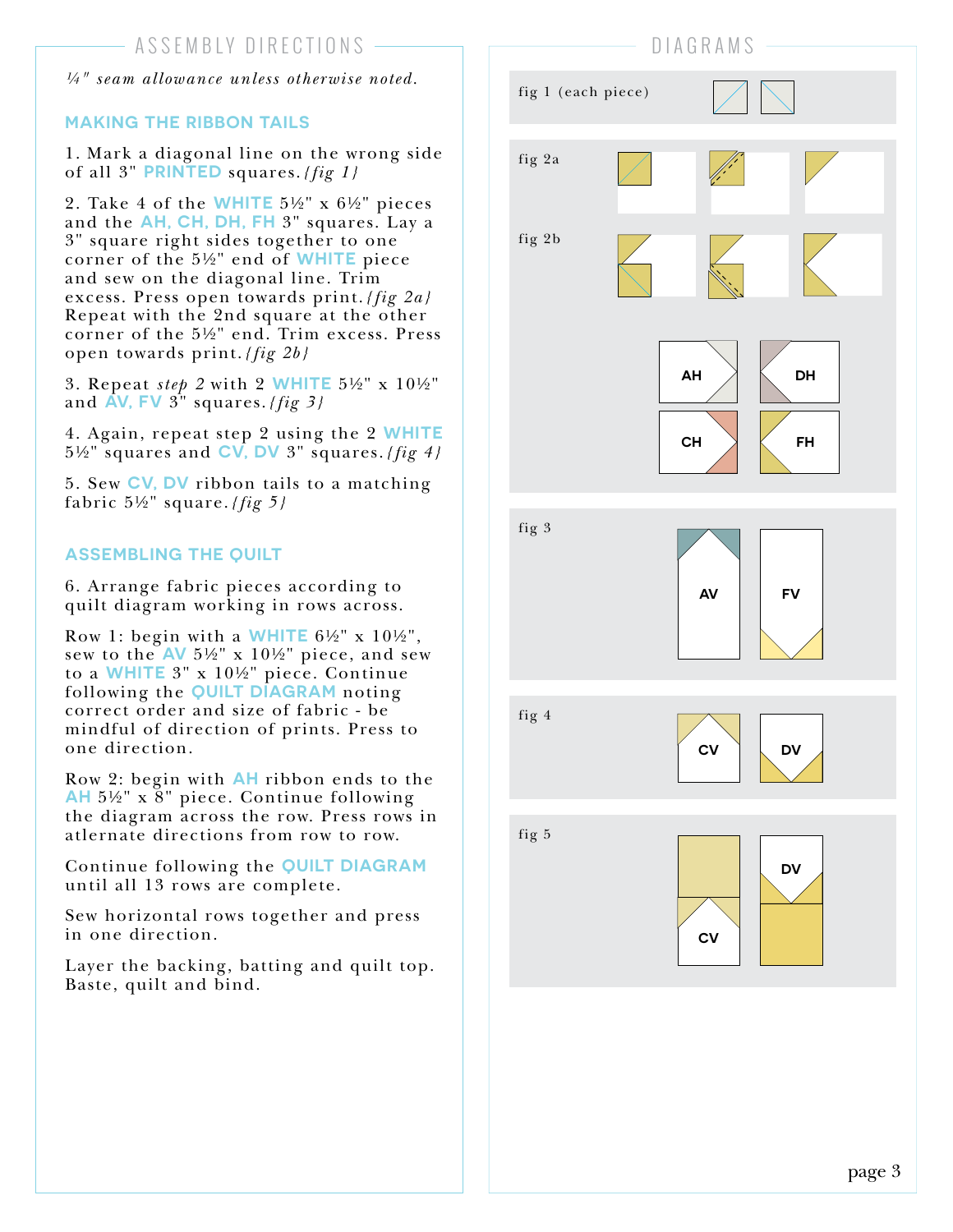## ASSEMBLY DIRECTIONS

*¼" seam allowance unless otherwise noted.*

### MAKING THE RIBBON TAILS

1. Mark a diagonal line on the wrong side of all 3" **PRINTED** squares. *{fig 1}*

2. Take 4 of the **WHITE** 5½" x 6½" pieces and the **AH, CH, DH, FH** 3" squares. Lay a 3" square right sides together to one corner of the 5½" end of **WHITE** piece and sew on the diagonal line. Trim excess. Press open towards print. *{fig 2a}* Repeat with the 2nd square at the other corner of the 5½" end. Trim excess. Press open towards print. *{fig 2b}*

3. Repeat *step 2* with 2 **WHITE** 5½" x 10½" and **AV, FV** 3" squares. *{fig 3}*

4. Again, repeat step 2 using the 2 **WHITE** 5½" squares and **CV, DV** 3" squares. *{fig 4}*

5. Sew **CV, DV** ribbon tails to a matching fabric 5½" square. *{fig 5}*

### ASSEMBLING THE QUILT

6. Arrange fabric pieces according to quilt diagram working in rows across.

Row 1: begin with a **WHITE** 6½" x 10½", sew to the **AV** 5½" x 10½" piece, and sew to a **WHITE** 3" x 10½" piece. Continue following the **QUILT DIAGRAM** noting correct order and size of fabric - be mindful of direction of prints. Press to one direction.

Row 2: begin with **AH** ribbon ends to the **AH** 5½" x 8" piece. Continue following the diagram across the row. Press rows in atlernate directions from row to row.

Continue following the **QUILT DIAGRAM** until all 13 rows are complete.

Sew horizontal rows together and press in one direction.

Layer the backing, batting and quilt top. Baste, quilt and bind.

## DIAGRAMS

fig 1 (each piece)

fig 2a

fig 2b

AH DH CH FH

fig 3

AV FV

fig 4

CV DV

fig 5

DV CV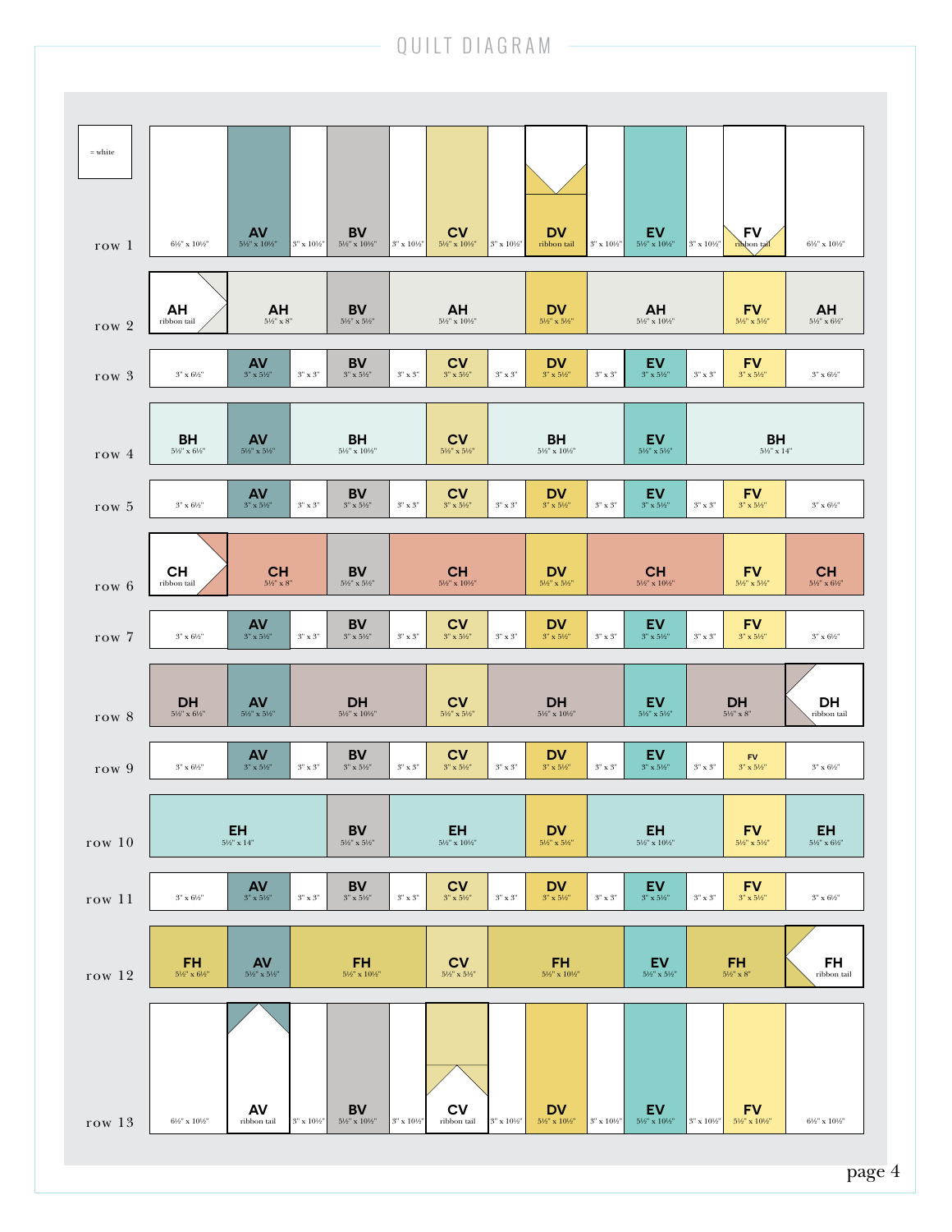# QUILT DIAGRAM

= white

row 1
6½" x 10½"
AV
5½" x 10½"
3" x 10½"
BV
5½" x 10½"
3" x 10½"
CV
5½" x 10½"
3" x 10½"
DV
ribbon tail
3" x 10½"
EV
5½" x 10½"
3" x 10½"
FV
ribbon tail
6½" x 10½"

row 2
AH
ribbon tail
AH
5½" x 8"
BV
5½" x 5½"
AH
5½" x 10½"
DV
5½" x 5½"
AH
5½" x 10½"
FV
5½" x 5½"
AH
5½" x 6½"

row 3
3" x 6½"
AV
3" x 5½"
3" x 3"
BV
3" x 5½"
3" x 3"
CV
3" x 5½"
3" x 3"
DV
3" x 5½"
3" x 3"
EV
3" x 5½"
3" x 3"
FV
3" x 5½"
3" x 6½"

row 4
BH
5½" x 6½"
AV
5½" x 5½"
BH
5½" x 10½"
CV
5½" x 5½"
BH
5½" x 10½"
EV
5½" x 5½"
BH
5½" x 14"

row 5
3" x 6½"
AV
3" x 5½"
3" x 3"
BV
3" x 5½"
3" x 3"
CV
3" x 5½"
3" x 3"
DV
3" x 5½"
3" x 3"
EV
3" x 5½"
3" x 3"
FV
3" x 5½"
3" x 6½"

row 6
CH
ribbon tail
CH
5½" x 8"
BV
5½" x 5½"
CH
5½" x 10½"
DV
5½" x 5½"
CH
5½" x 10½"
FV
5½" x 5½"
CH
5½" x 6½"

row 7
3" x 6½"
AV
3" x 5½"
3" x 3"
BV
3" x 5½"
3" x 3"
CV
3" x 5½"
3" x 3"
DV
3" x 5½"
3" x 3"
EV
3" x 5½"
3" x 3"
FV
3" x 5½"
3" x 6½"

row 8
DH
5½" x 6½"
AV
5½" x 5½"
DH
5½" x 10½"
CV
5½" x 5½"
DH
5½" x 10½"
EV
5½" x 5½"
DH
5½" x 8"
DH
ribbon tail

row 9
3" x 6½"
AV
3" x 5½"
3" x 3"
BV
3" x 5½"
3" x 3"
CV
3" x 5½"
3" x 3"
DV
3" x 5½"
3" x 3"
EV
3" x 5½"
3" x 3"
FV
3" x 5½"
3" x 6½"

row 10
EH
5½" x 14"
BV
5½" x 5½"
EH
5½" x 10½"
DV
5½" x 5½"
EH
5½" x 10½"
FV
5½" x 5½"
EH
5½" x 6½"

row 11
3" x 6½"
AV
3" x 5½"
3" x 3"
BV
3" x 5½"
3" x 3"
CV
3" x 5½"
3" x 3"
DV
3" x 5½"
3" x 3"
EV
3" x 5½"
3" x 3"
FV
3" x 5½"
3" x 6½"

row 12
FH
5½" x 6½"
AV
5½" x 5½"
FH
5½" x 10½"
CV
5½" x 5½"
FH
5½" x 10½"
EV
5½" x 5½"
FH
5½" x 8"
FH
ribbon tail

row 13
6½" x 10½"
AV
ribbon tail
3" x 10½"
BV
5½" x 10½"
3" x 10½"
CV
ribbon tail
3" x 10½"
DV
5½" x 10½"
3" x 10½"
EV
5½" x 10½"
3" x 10½"
FV
5½" x 10½"
6½" x 10½"